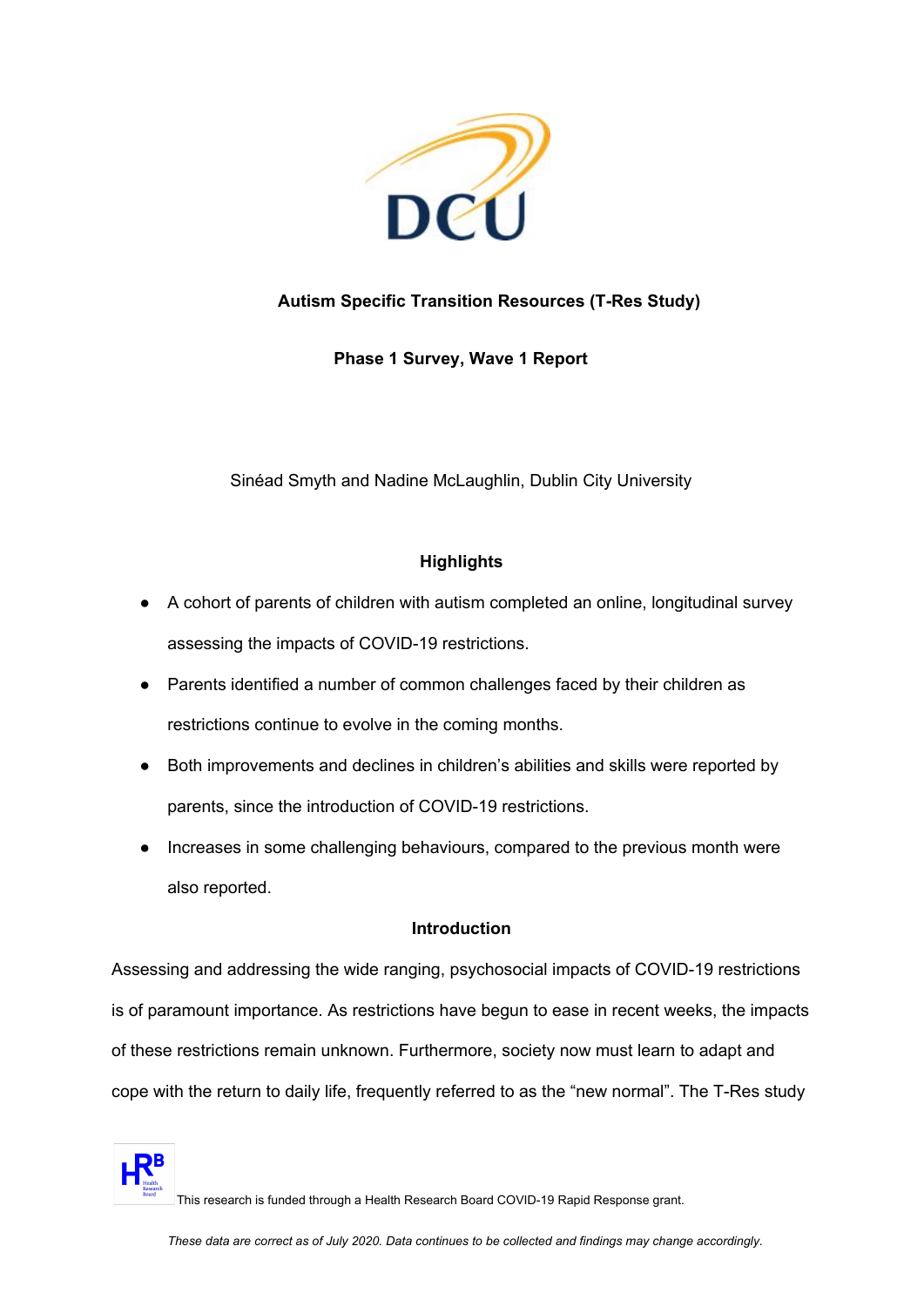# Autism Specific Transition Resources (T-Res Study)

## Phase 1 Survey, Wave 1 Report

Sinéad Smyth and Nadine McLaughlin, Dublin City University

### Highlights

- A cohort of parents of children with autism completed an online, longitudinal survey assessing the impacts of COVID-19 restrictions.
- Parents identified a number of common challenges faced by their children as restrictions continue to evolve in the coming months.
- Both improvements and declines in children's abilities and skills were reported by parents, since the introduction of COVID-19 restrictions.
- Increases in some challenging behaviours, compared to the previous month were also reported.

### Introduction

Assessing and addressing the wide ranging, psychosocial impacts of COVID-19 restrictions is of paramount importance. As restrictions have begun to ease in recent weeks, the impacts of these restrictions remain unknown. Furthermore, society now must learn to adapt and cope with the return to daily life, frequently referred to as the "new normal". The T-Res study

This research is funded through a Health Research Board COVID-19 Rapid Response grant.

*These data are correct as of July 2020. Data continues to be collected and findings may change accordingly.*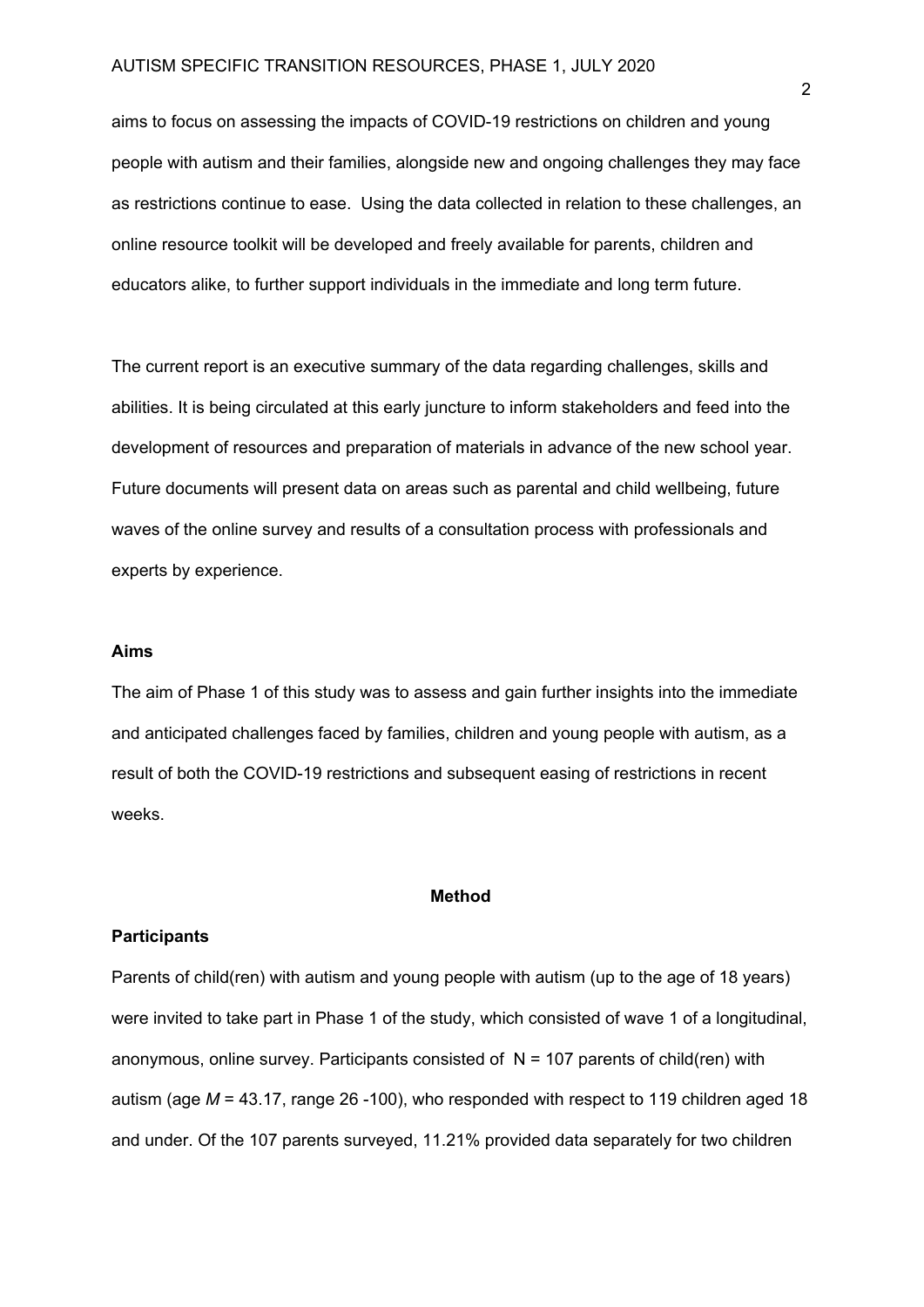aims to focus on assessing the impacts of COVID-19 restrictions on children and young people with autism and their families, alongside new and ongoing challenges they may face as restrictions continue to ease. Using the data collected in relation to these challenges, an online resource toolkit will be developed and freely available for parents, children and educators alike, to further support individuals in the immediate and long term future.

The current report is an executive summary of the data regarding challenges, skills and abilities. It is being circulated at this early juncture to inform stakeholders and feed into the development of resources and preparation of materials in advance of the new school year. Future documents will present data on areas such as parental and child wellbeing, future waves of the online survey and results of a consultation process with professionals and experts by experience.

### Aims

The aim of Phase 1 of this study was to assess and gain further insights into the immediate and anticipated challenges faced by families, children and young people with autism, as a result of both the COVID-19 restrictions and subsequent easing of restrictions in recent weeks.

## Method

### Participants

Parents of child(ren) with autism and young people with autism (up to the age of 18 years) were invited to take part in Phase 1 of the study, which consisted of wave 1 of a longitudinal, anonymous, online survey. Participants consisted of $N = 107$ parents of child(ren) with autism (age $M = 43.17$, range 26 -100), who responded with respect to 119 children aged 18 and under. Of the 107 parents surveyed, 11.21% provided data separately for two children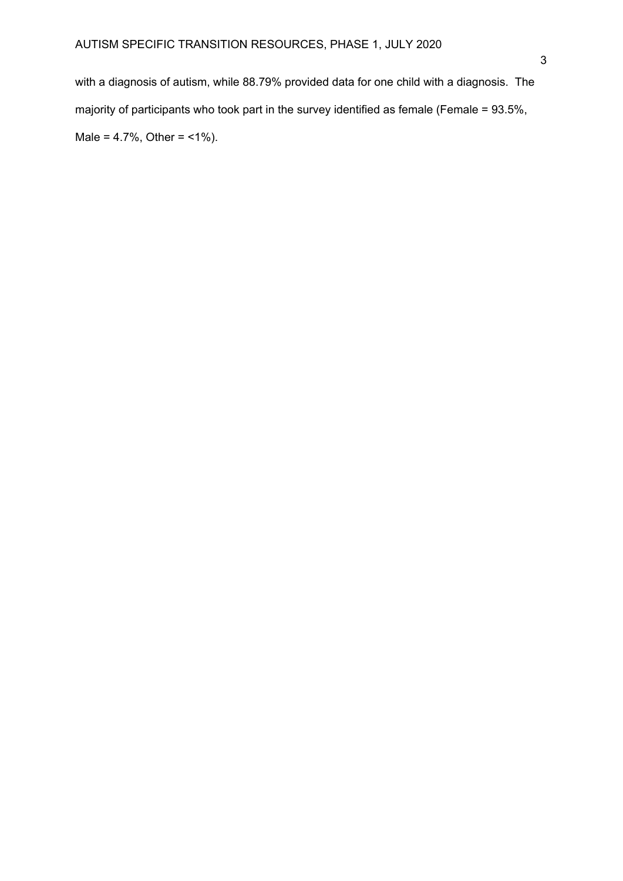with a diagnosis of autism, while 88.79% provided data for one child with a diagnosis. The majority of participants who took part in the survey identified as female (Female = 93.5%, Male = 4.7%, Other = <1%).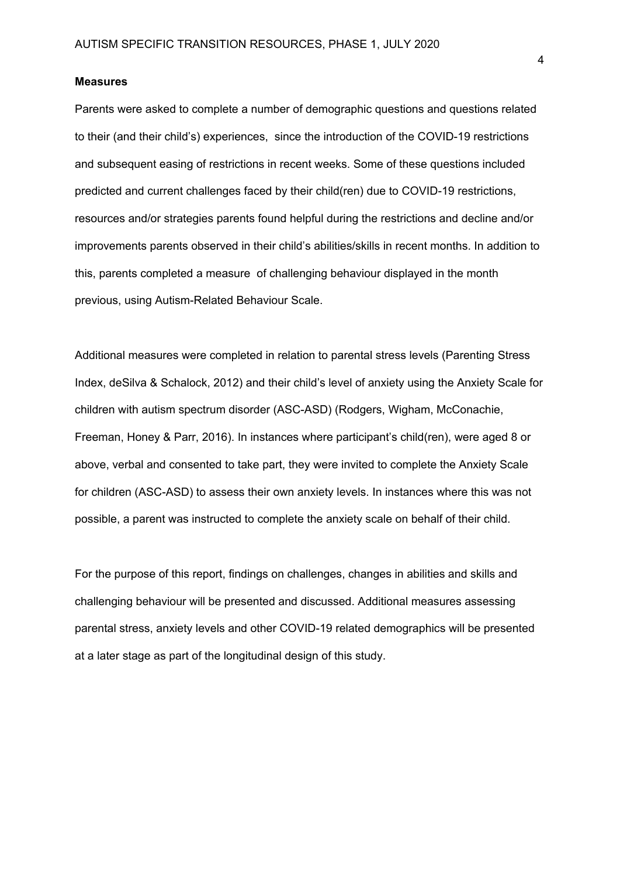**Measures**

Parents were asked to complete a number of demographic questions and questions related to their (and their child's) experiences,  since the introduction of the COVID-19 restrictions and subsequent easing of restrictions in recent weeks. Some of these questions included predicted and current challenges faced by their child(ren) due to COVID-19 restrictions, resources and/or strategies parents found helpful during the restrictions and decline and/or improvements parents observed in their child's abilities/skills in recent months. In addition to this, parents completed a measure  of challenging behaviour displayed in the month previous, using Autism-Related Behaviour Scale.

Additional measures were completed in relation to parental stress levels (Parenting Stress Index, deSilva & Schalock, 2012) and their child's level of anxiety using the Anxiety Scale for children with autism spectrum disorder (ASC-ASD) (Rodgers, Wigham, McConachie, Freeman, Honey & Parr, 2016). In instances where participant's child(ren), were aged 8 or above, verbal and consented to take part, they were invited to complete the Anxiety Scale for children (ASC-ASD) to assess their own anxiety levels. In instances where this was not possible, a parent was instructed to complete the anxiety scale on behalf of their child.

For the purpose of this report, findings on challenges, changes in abilities and skills and challenging behaviour will be presented and discussed. Additional measures assessing parental stress, anxiety levels and other COVID-19 related demographics will be presented at a later stage as part of the longitudinal design of this study.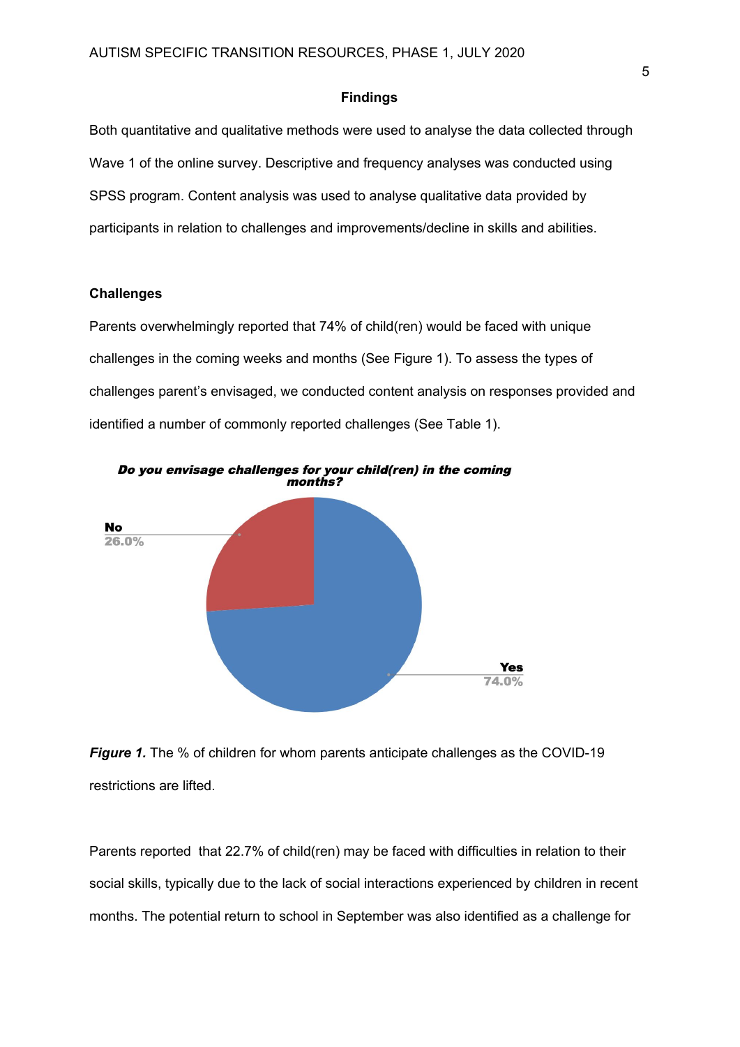## Findings

Both quantitative and qualitative methods were used to analyse the data collected through Wave 1 of the online survey. Descriptive and frequency analyses was conducted using SPSS program. Content analysis was used to analyse qualitative data provided by participants in relation to challenges and improvements/decline in skills and abilities.

### Challenges

Parents overwhelmingly reported that 74% of child(ren) would be faced with unique challenges in the coming weeks and months (See Figure 1). To assess the types of challenges parent's envisaged, we conducted content analysis on responses provided and identified a number of commonly reported challenges (See Table 1).

***Do you envisage challenges for your child(ren) in the coming months?***

**No**
26.0%

**Yes**
74.0%

***Figure 1.*** The % of children for whom parents anticipate challenges as the COVID-19 restrictions are lifted.

Parents reported that 22.7% of child(ren) may be faced with difficulties in relation to their social skills, typically due to the lack of social interactions experienced by children in recent months. The potential return to school in September was also identified as a challenge for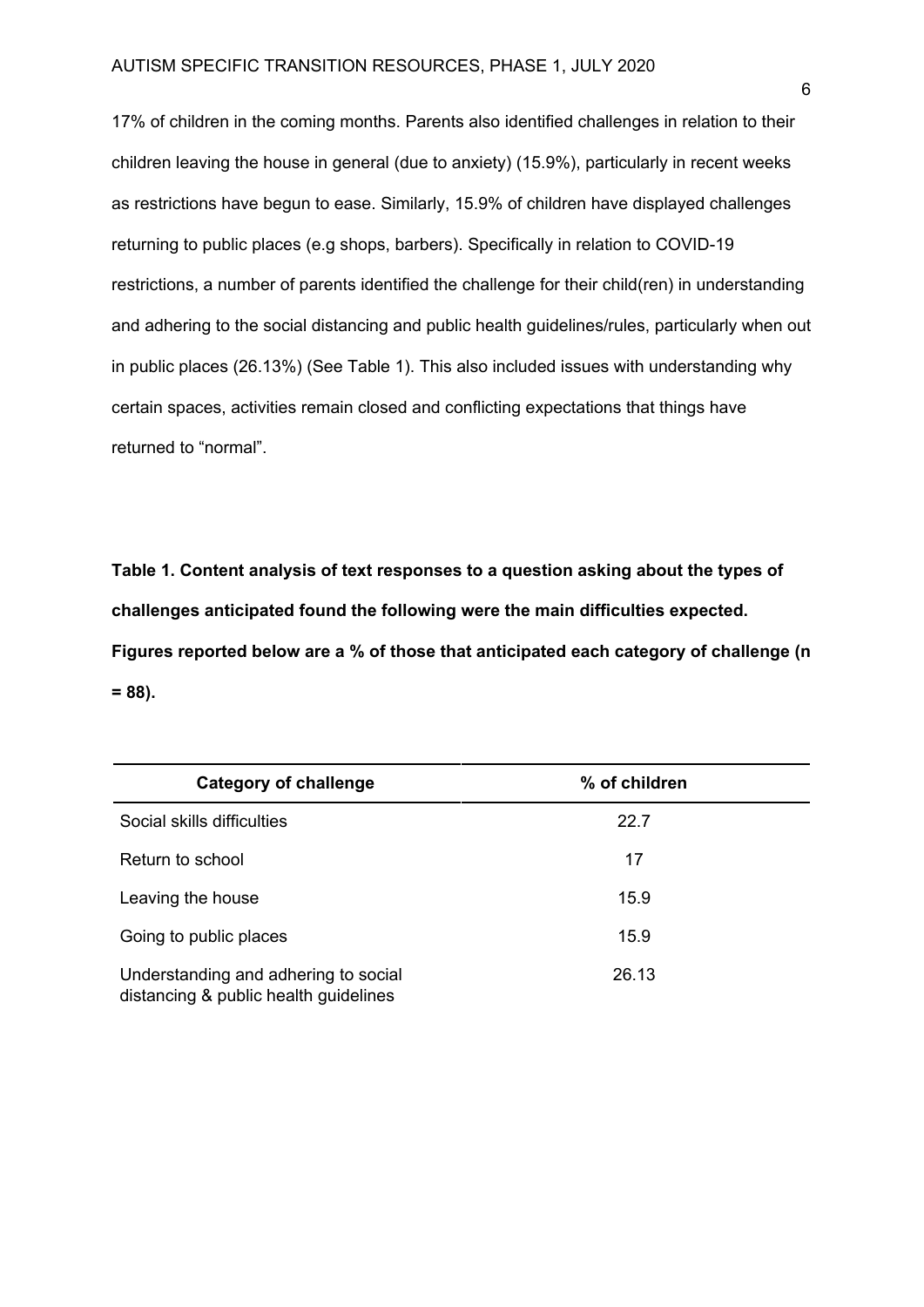17% of children in the coming months. Parents also identified challenges in relation to their children leaving the house in general (due to anxiety) (15.9%), particularly in recent weeks as restrictions have begun to ease. Similarly, 15.9% of children have displayed challenges returning to public places (e.g shops, barbers). Specifically in relation to COVID-19 restrictions, a number of parents identified the challenge for their child(ren) in understanding and adhering to the social distancing and public health guidelines/rules, particularly when out in public places (26.13%) (See Table 1). This also included issues with understanding why certain spaces, activities remain closed and conflicting expectations that things have returned to "normal".

**Table 1. Content analysis of text responses to a question asking about the types of challenges anticipated found the following were the main difficulties expected. Figures reported below are a % of those that anticipated each category of challenge (n = 88).**

| Category of challenge | % of children |
|---|---|
| Social skills difficulties | 22.7 |
| Return to school | 17 |
| Leaving the house | 15.9 |
| Going to public places | 15.9 |
| Understanding and adhering to social distancing & public health guidelines | 26.13 |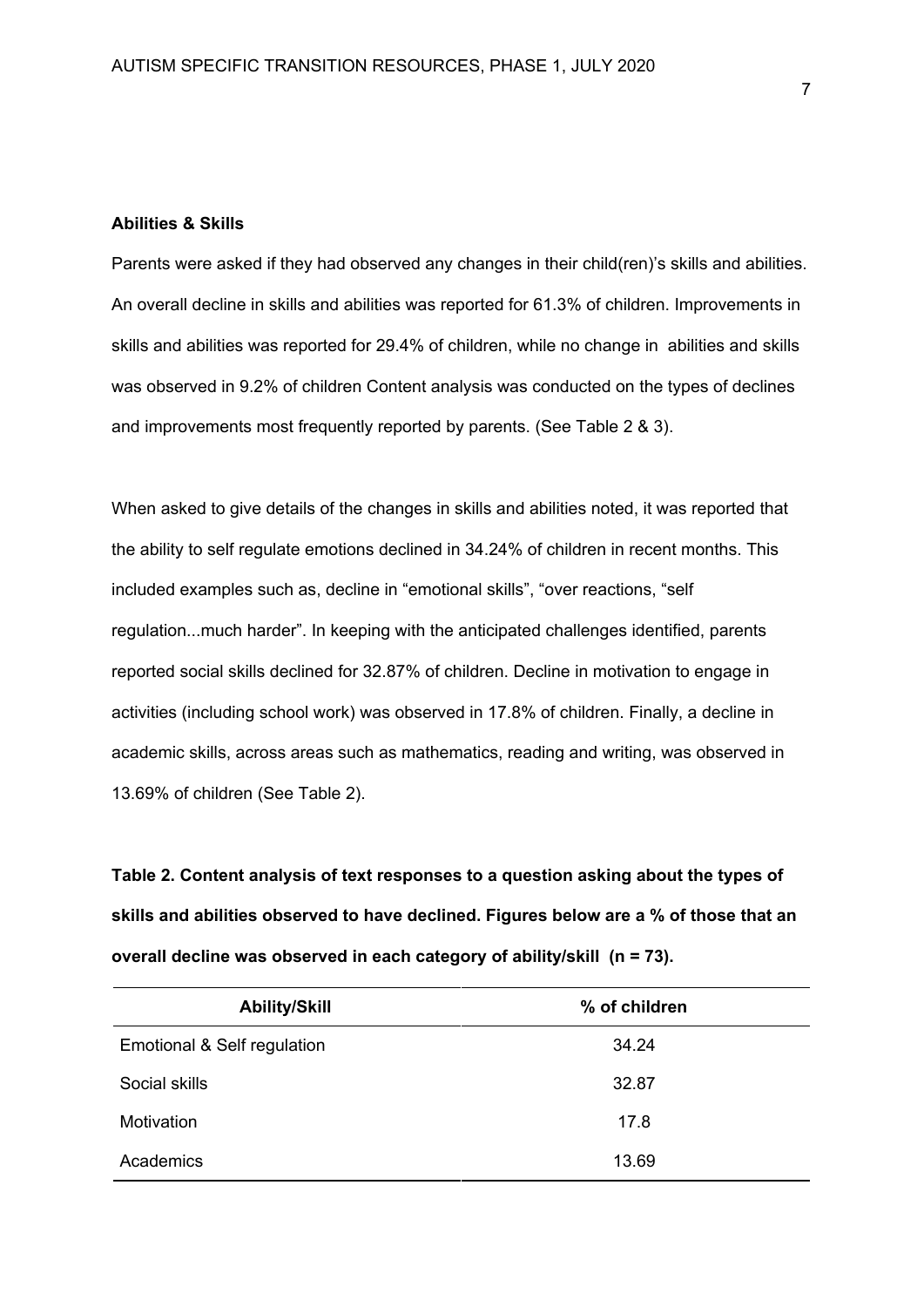**Abilities & Skills**

Parents were asked if they had observed any changes in their child(ren)'s skills and abilities. An overall decline in skills and abilities was reported for 61.3% of children. Improvements in skills and abilities was reported for 29.4% of children, while no change in abilities and skills was observed in 9.2% of children Content analysis was conducted on the types of declines and improvements most frequently reported by parents. (See Table 2 & 3).

When asked to give details of the changes in skills and abilities noted, it was reported that the ability to self regulate emotions declined in 34.24% of children in recent months. This included examples such as, decline in "emotional skills", "over reactions, "self regulation...much harder". In keeping with the anticipated challenges identified, parents reported social skills declined for 32.87% of children. Decline in motivation to engage in activities (including school work) was observed in 17.8% of children. Finally, a decline in academic skills, across areas such as mathematics, reading and writing, was observed in 13.69% of children (See Table 2).

**Table 2. Content analysis of text responses to a question asking about the types of skills and abilities observed to have declined. Figures below are a % of those that an overall decline was observed in each category of ability/skill (n = 73).**

| Ability/Skill | % of children |
|---|---|
| Emotional & Self regulation | 34.24 |
| Social skills | 32.87 |
| Motivation | 17.8 |
| Academics | 13.69 |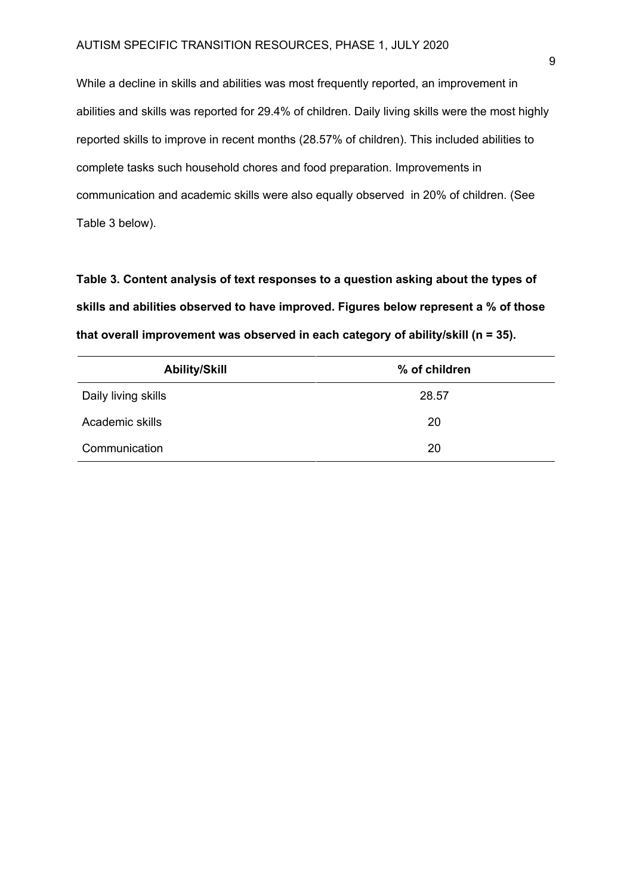While a decline in skills and abilities was most frequently reported, an improvement in abilities and skills was reported for 29.4% of children. Daily living skills were the most highly reported skills to improve in recent months (28.57% of children). This included abilities to complete tasks such household chores and food preparation. Improvements in communication and academic skills were also equally observed in 20% of children. (See Table 3 below).

**Table 3. Content analysis of text responses to a question asking about the types of skills and abilities observed to have improved. Figures below represent a % of those that overall improvement was observed in each category of ability/skill (n = 35).**

| Ability/Skill | % of children |
|---|---|
| Daily living skills | 28.57 |
| Academic skills | 20 |
| Communication | 20 |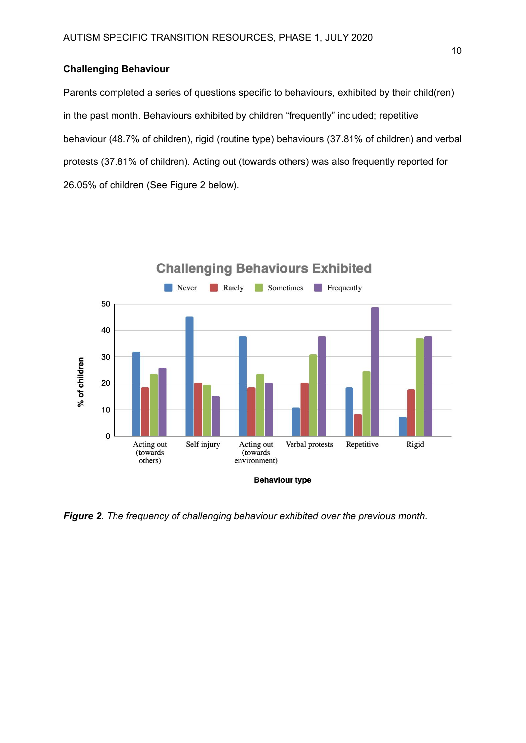**Challenging Behaviour**

Parents completed a series of questions specific to behaviours, exhibited by their child(ren) in the past month. Behaviours exhibited by children "frequently" included; repetitive behaviour (48.7% of children), rigid (routine type) behaviours (37.81% of children) and verbal protests (37.81% of children). Acting out (towards others) was also frequently reported for 26.05% of children (See Figure 2 below).

Challenging Behaviours Exhibited

Never Rarely Sometimes Frequently

% of children

50
40
30
20
10
0

Acting out (towards others)
Self injury
Acting out (towards environment)
Verbal protests
Repetitive
Rigid

Behaviour type

***Figure 2**. The frequency of challenging behaviour exhibited over the previous month.*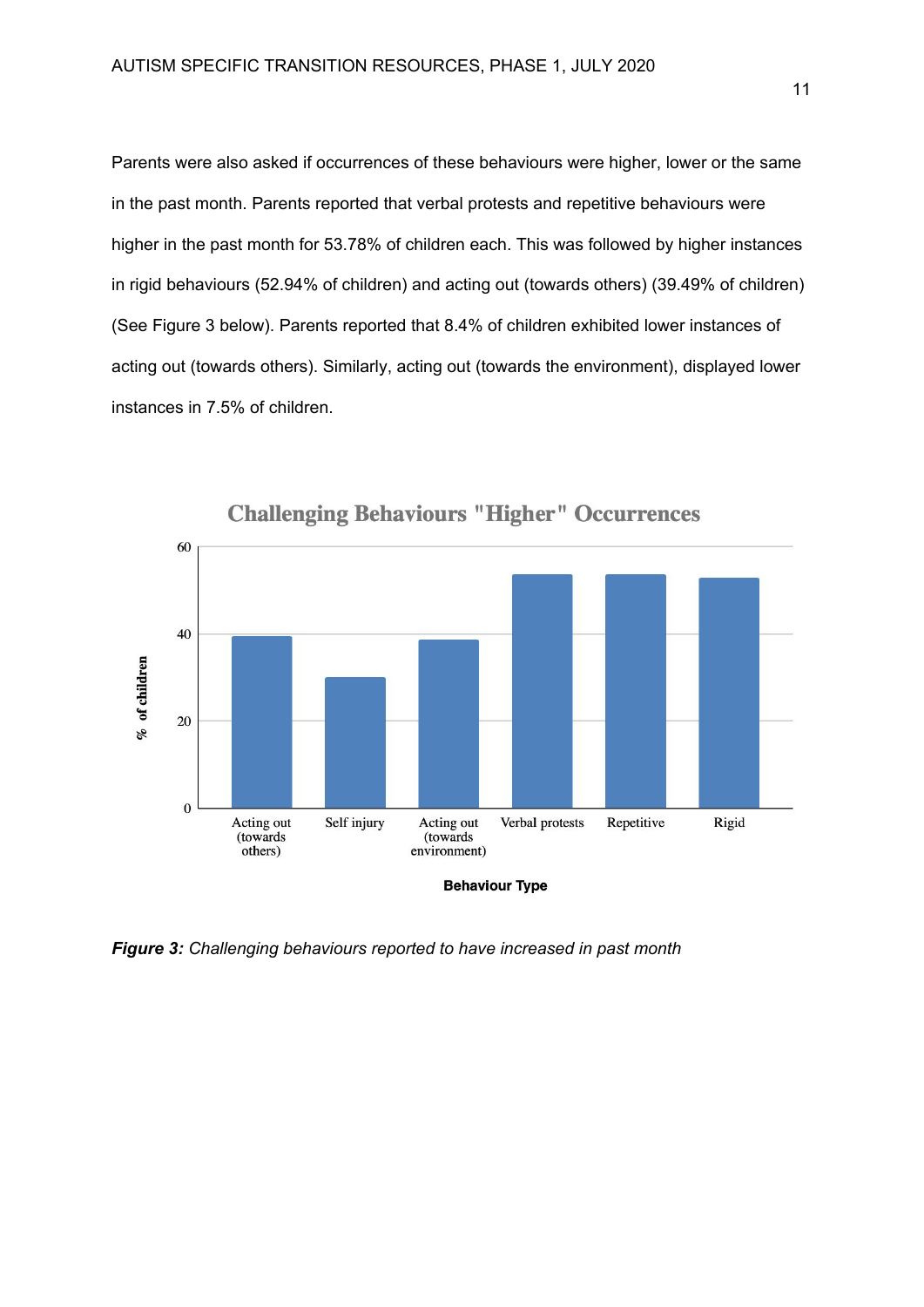Parents were also asked if occurrences of these behaviours were higher, lower or the same in the past month. Parents reported that verbal protests and repetitive behaviours were higher in the past month for 53.78% of children each. This was followed by higher instances in rigid behaviours (52.94% of children) and acting out (towards others) (39.49% of children) (See Figure 3 below). Parents reported that 8.4% of children exhibited lower instances of acting out (towards others). Similarly, acting out (towards the environment), displayed lower instances in 7.5% of children.

Challenging Behaviours "Higher" Occurrences

% of children

60

40

20

0

Acting out (towards others)

Self injury

Acting out (towards environment)

Verbal protests

Repetitive

Rigid

Behaviour Type

***Figure 3:*** *Challenging behaviours reported to have increased in past month*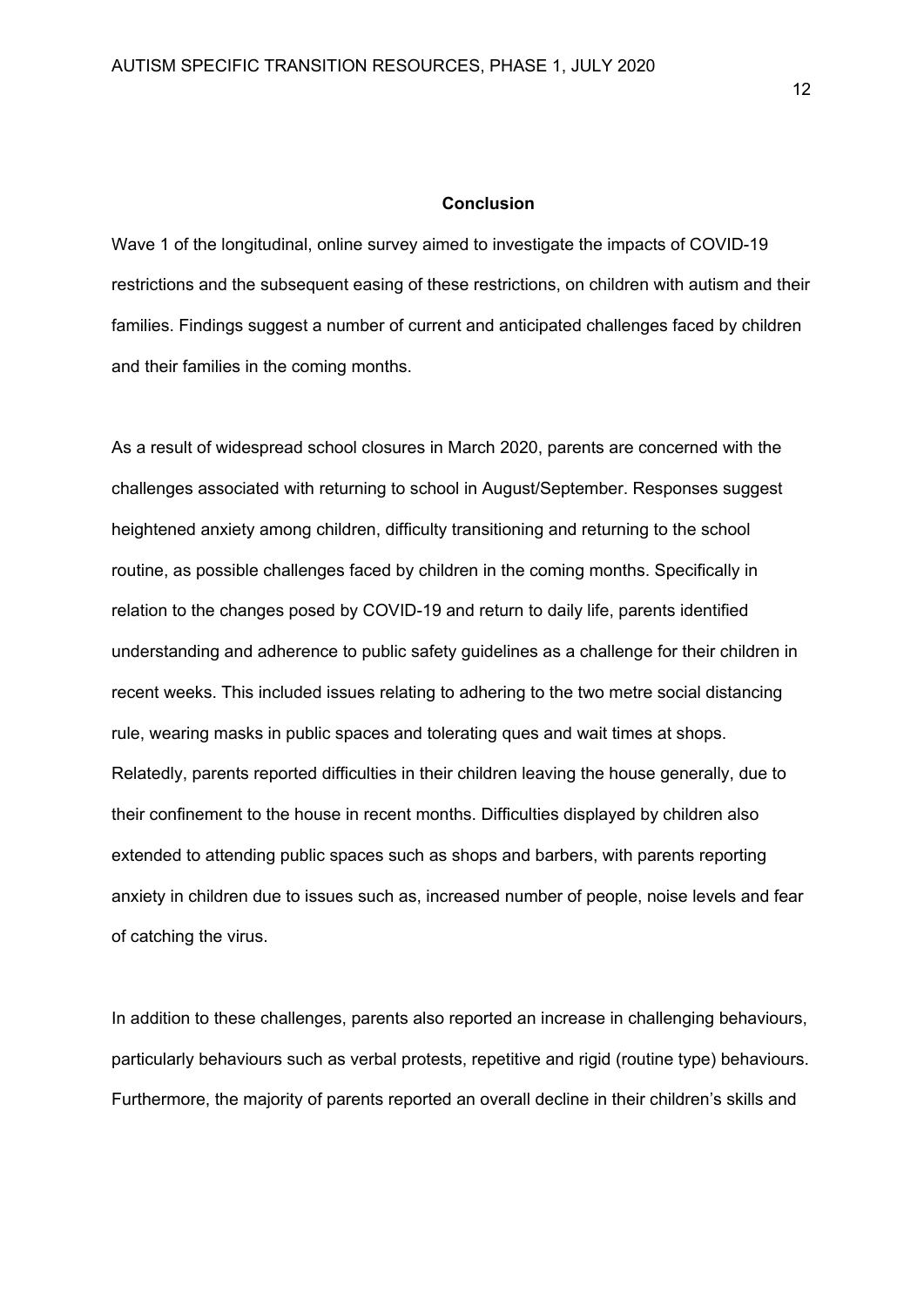## Conclusion

Wave 1 of the longitudinal, online survey aimed to investigate the impacts of COVID-19 restrictions and the subsequent easing of these restrictions, on children with autism and their families. Findings suggest a number of current and anticipated challenges faced by children and their families in the coming months.

As a result of widespread school closures in March 2020, parents are concerned with the challenges associated with returning to school in August/September. Responses suggest heightened anxiety among children, difficulty transitioning and returning to the school routine, as possible challenges faced by children in the coming months. Specifically in relation to the changes posed by COVID-19 and return to daily life, parents identified understanding and adherence to public safety guidelines as a challenge for their children in recent weeks. This included issues relating to adhering to the two metre social distancing rule, wearing masks in public spaces and tolerating ques and wait times at shops. Relatedly, parents reported difficulties in their children leaving the house generally, due to their confinement to the house in recent months. Difficulties displayed by children also extended to attending public spaces such as shops and barbers, with parents reporting anxiety in children due to issues such as, increased number of people, noise levels and fear of catching the virus.

In addition to these challenges, parents also reported an increase in challenging behaviours, particularly behaviours such as verbal protests, repetitive and rigid (routine type) behaviours. Furthermore, the majority of parents reported an overall decline in their children's skills and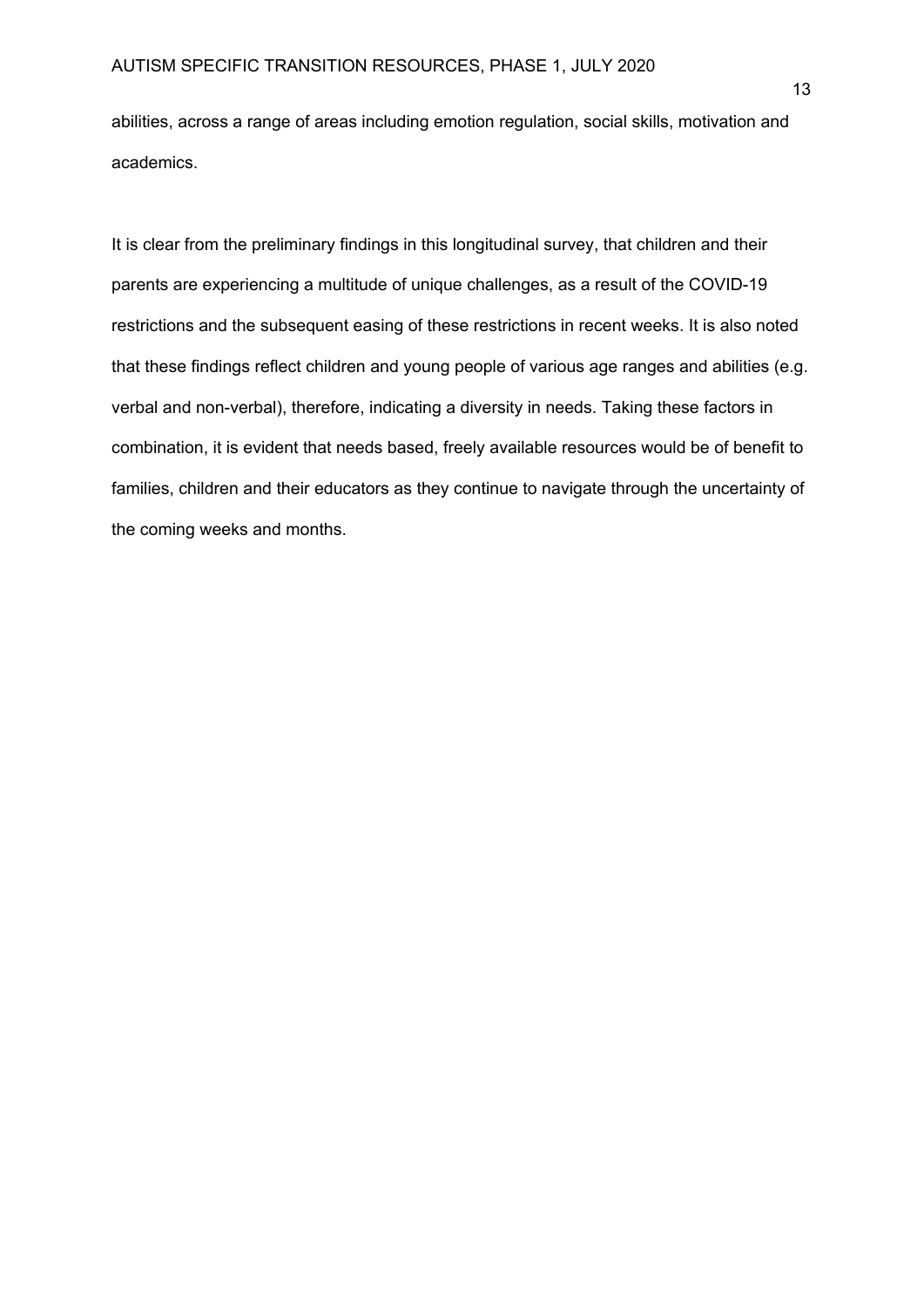abilities, across a range of areas including emotion regulation, social skills, motivation and academics.

It is clear from the preliminary findings in this longitudinal survey, that children and their parents are experiencing a multitude of unique challenges, as a result of the COVID-19 restrictions and the subsequent easing of these restrictions in recent weeks. It is also noted that these findings reflect children and young people of various age ranges and abilities (e.g. verbal and non-verbal), therefore, indicating a diversity in needs. Taking these factors in combination, it is evident that needs based, freely available resources would be of benefit to families, children and their educators as they continue to navigate through the uncertainty of the coming weeks and months.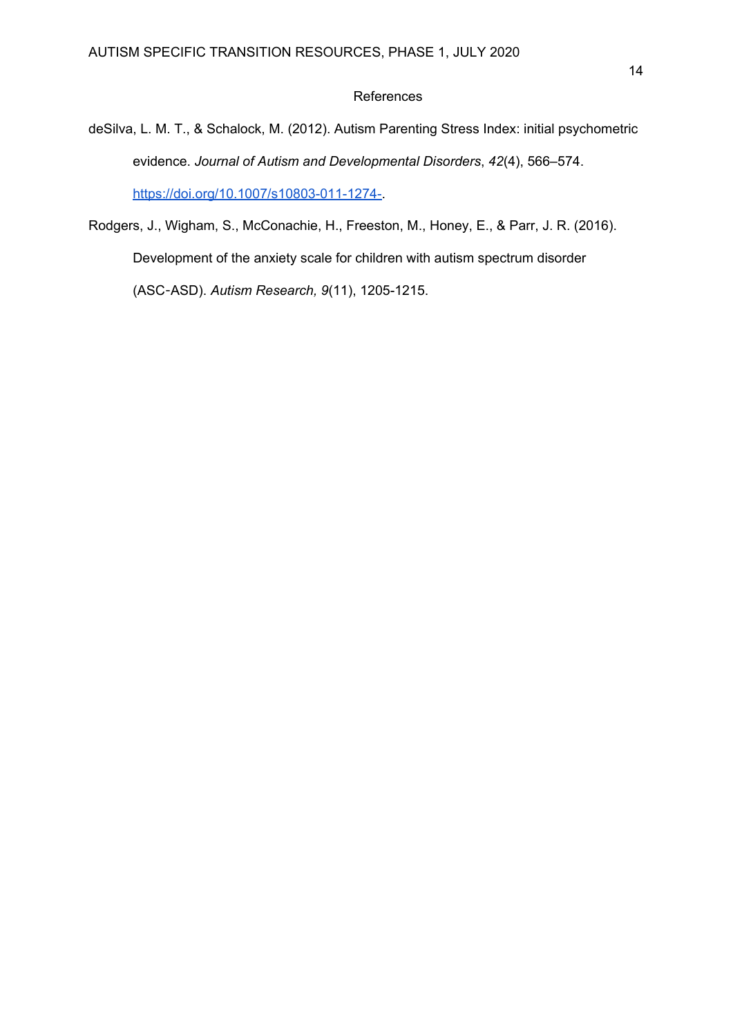# References

deSilva, L. M. T., & Schalock, M. (2012). Autism Parenting Stress Index: initial psychometric evidence. *Journal of Autism and Developmental Disorders*, *42*(4), 566–574. https://doi.org/10.1007/s10803-011-1274-.

Rodgers, J., Wigham, S., McConachie, H., Freeston, M., Honey, E., & Parr, J. R. (2016). Development of the anxiety scale for children with autism spectrum disorder (ASC-ASD). *Autism Research, 9*(11), 1205-1215.